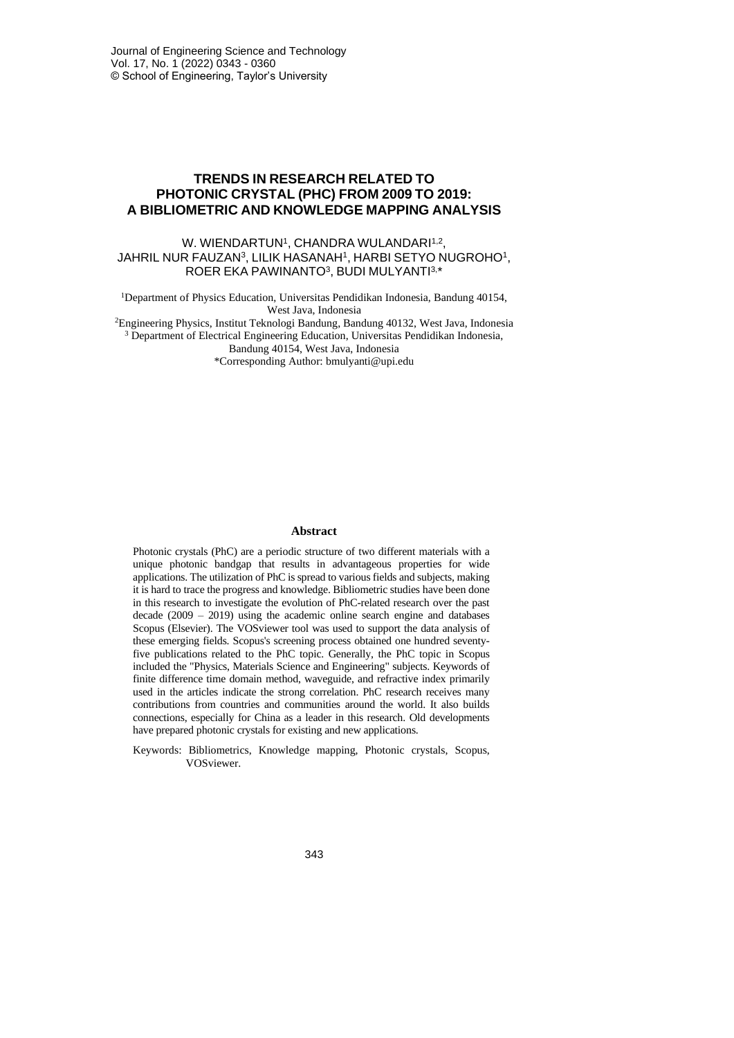# TRENDS IN RESEARCH RELATED TO PHOTONIC CRYSTAL (PHC) FROM 2009 TO 2019: A BIBLIOMETRIC AND KNOWLEDGE MAPPING ANALYSIS

W. WIENDARTUN[1], CHANDRA WULANDARI[1,2], JAHRIL NUR FAUZAN[3], LILIK HASANAH[1], HARBI SETYO NUGROHO[1], ROER EKA PAWINANTO[3], BUDI MULYANTI[3,*]

[1]Department of Physics Education, Universitas Pendidikan Indonesia, Bandung 40154, West Java, Indonesia

[2]Engineering Physics, Institut Teknologi Bandung, Bandung 40132, West Java, Indonesia

[3] Department of Electrical Engineering Education, Universitas Pendidikan Indonesia, Bandung 40154, West Java, Indonesia

*Corresponding Author: bmulyanti@upi.edu

## Abstract

Photonic crystals (PhC) are a periodic structure of two different materials with a unique photonic bandgap that results in advantageous properties for wide applications. The utilization of PhC is spread to various fields and subjects, making it is hard to trace the progress and knowledge. Bibliometric studies have been done in this research to investigate the evolution of PhC-related research over the past decade (2009 – 2019) using the academic online search engine and databases Scopus (Elsevier). The VOSviewer tool was used to support the data analysis of these emerging fields. Scopus's screening process obtained one hundred seventy-five publications related to the PhC topic. Generally, the PhC topic in Scopus included the "Physics, Materials Science and Engineering" subjects. Keywords of finite difference time domain method, waveguide, and refractive index primarily used in the articles indicate the strong correlation. PhC research receives many contributions from countries and communities around the world. It also builds connections, especially for China as a leader in this research. Old developments have prepared photonic crystals for existing and new applications.

Keywords: Bibliometrics, Knowledge mapping, Photonic crystals, Scopus, VOSviewer.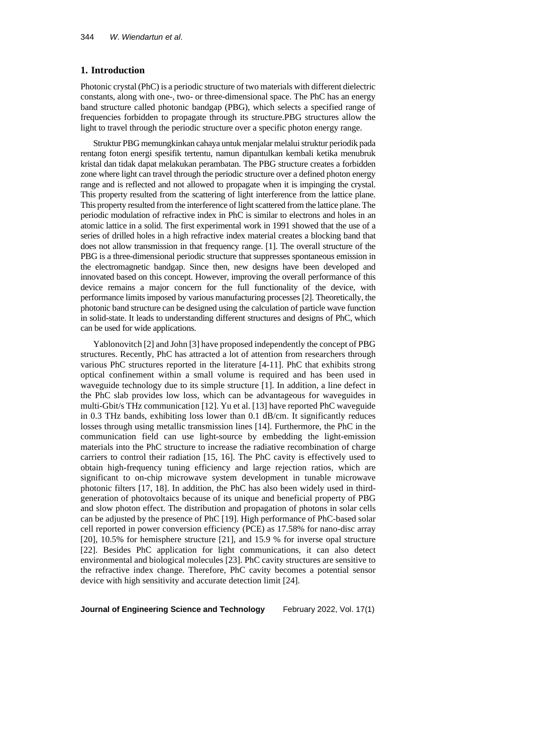## 1. Introduction

Photonic crystal (PhC) is a periodic structure of two materials with different dielectric constants, along with one-, two- or three-dimensional space. The PhC has an energy band structure called photonic bandgap (PBG), which selects a specified range of frequencies forbidden to propagate through its structure.PBG structures allow the light to travel through the periodic structure over a specific photon energy range.

Struktur PBG memungkinkan cahaya untuk menjalar melalui struktur periodik pada rentang foton energi spesifik tertentu, namun dipantulkan kembali ketika menubruk kristal dan tidak dapat melakukan perambatan. The PBG structure creates a forbidden zone where light can travel through the periodic structure over a defined photon energy range and is reflected and not allowed to propagate when it is impinging the crystal. This property resulted from the scattering of light interference from the lattice plane. This property resulted from the interference of light scattered from the lattice plane. The periodic modulation of refractive index in PhC is similar to electrons and holes in an atomic lattice in a solid. The first experimental work in 1991 showed that the use of a series of drilled holes in a high refractive index material creates a blocking band that does not allow transmission in that frequency range. [1]. The overall structure of the PBG is a three-dimensional periodic structure that suppresses spontaneous emission in the electromagnetic bandgap. Since then, new designs have been developed and innovated based on this concept. However, improving the overall performance of this device remains a major concern for the full functionality of the device, with performance limits imposed by various manufacturing processes [2]. Theoretically, the photonic band structure can be designed using the calculation of particle wave function in solid-state. It leads to understanding different structures and designs of PhC, which can be used for wide applications.

Yablonovitch [2] and John [3] have proposed independently the concept of PBG structures. Recently, PhC has attracted a lot of attention from researchers through various PhC structures reported in the literature [4-11]. PhC that exhibits strong optical confinement within a small volume is required and has been used in waveguide technology due to its simple structure [1]. In addition, a line defect in the PhC slab provides low loss, which can be advantageous for waveguides in multi-Gbit/s THz communication [12]. Yu et al. [13] have reported PhC waveguide in 0.3 THz bands, exhibiting loss lower than 0.1 dB/cm. It significantly reduces losses through using metallic transmission lines [14]. Furthermore, the PhC in the communication field can use light-source by embedding the light-emission materials into the PhC structure to increase the radiative recombination of charge carriers to control their radiation [15, 16]. The PhC cavity is effectively used to obtain high-frequency tuning efficiency and large rejection ratios, which are significant to on-chip microwave system development in tunable microwave photonic filters [17, 18]. In addition, the PhC has also been widely used in third-generation of photovoltaics because of its unique and beneficial property of PBG and slow photon effect. The distribution and propagation of photons in solar cells can be adjusted by the presence of PhC [19]. High performance of PhC-based solar cell reported in power conversion efficiency (PCE) as 17.58% for nano-disc array [20], 10.5% for hemisphere structure [21], and 15.9 % for inverse opal structure [22]. Besides PhC application for light communications, it can also detect environmental and biological molecules [23]. PhC cavity structures are sensitive to the refractive index change. Therefore, PhC cavity becomes a potential sensor device with high sensitivity and accurate detection limit [24].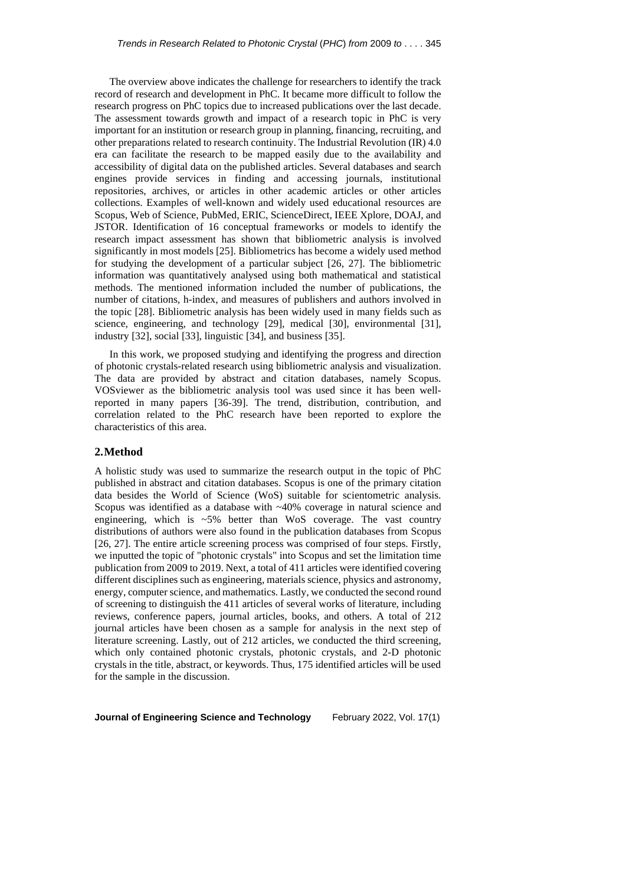The overview above indicates the challenge for researchers to identify the track record of research and development in PhC. It became more difficult to follow the research progress on PhC topics due to increased publications over the last decade. The assessment towards growth and impact of a research topic in PhC is very important for an institution or research group in planning, financing, recruiting, and other preparations related to research continuity. The Industrial Revolution (IR) 4.0 era can facilitate the research to be mapped easily due to the availability and accessibility of digital data on the published articles. Several databases and search engines provide services in finding and accessing journals, institutional repositories, archives, or articles in other academic articles or other articles collections. Examples of well-known and widely used educational resources are Scopus, Web of Science, PubMed, ERIC, ScienceDirect, IEEE Xplore, DOAJ, and JSTOR. Identification of 16 conceptual frameworks or models to identify the research impact assessment has shown that bibliometric analysis is involved significantly in most models [25]. Bibliometrics has become a widely used method for studying the development of a particular subject [26, 27]. The bibliometric information was quantitatively analysed using both mathematical and statistical methods. The mentioned information included the number of publications, the number of citations, h-index, and measures of publishers and authors involved in the topic [28]. Bibliometric analysis has been widely used in many fields such as science, engineering, and technology [29], medical [30], environmental [31], industry [32], social [33], linguistic [34], and business [35].

In this work, we proposed studying and identifying the progress and direction of photonic crystals-related research using bibliometric analysis and visualization. The data are provided by abstract and citation databases, namely Scopus. VOSviewer as the bibliometric analysis tool was used since it has been well-reported in many papers [36-39]. The trend, distribution, contribution, and correlation related to the PhC research have been reported to explore the characteristics of this area.

## 2. Method

A holistic study was used to summarize the research output in the topic of PhC published in abstract and citation databases. Scopus is one of the primary citation data besides the World of Science (WoS) suitable for scientometric analysis. Scopus was identified as a database with ~40% coverage in natural science and engineering, which is ~5% better than WoS coverage. The vast country distributions of authors were also found in the publication databases from Scopus [26, 27]. The entire article screening process was comprised of four steps. Firstly, we inputted the topic of "photonic crystals" into Scopus and set the limitation time publication from 2009 to 2019. Next, a total of 411 articles were identified covering different disciplines such as engineering, materials science, physics and astronomy, energy, computer science, and mathematics. Lastly, we conducted the second round of screening to distinguish the 411 articles of several works of literature, including reviews, conference papers, journal articles, books, and others. A total of 212 journal articles have been chosen as a sample for analysis in the next step of literature screening. Lastly, out of 212 articles, we conducted the third screening, which only contained photonic crystals, photonic crystals, and 2-D photonic crystals in the title, abstract, or keywords. Thus, 175 identified articles will be used for the sample in the discussion.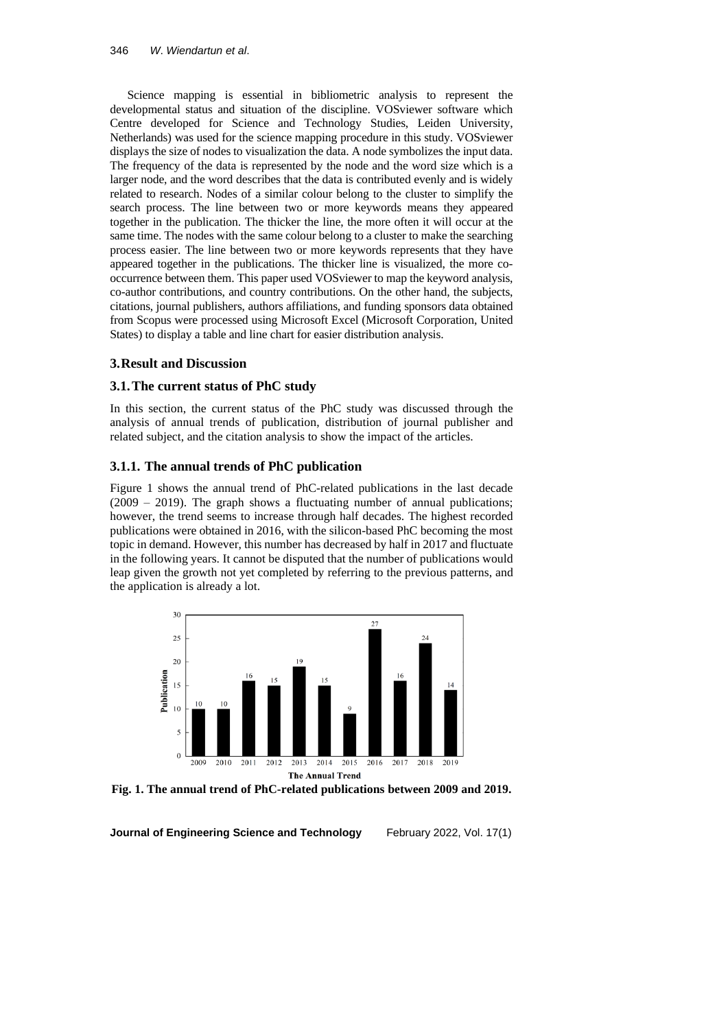Science mapping is essential in bibliometric analysis to represent the developmental status and situation of the discipline. VOSviewer software which Centre developed for Science and Technology Studies, Leiden University, Netherlands) was used for the science mapping procedure in this study. VOSviewer displays the size of nodes to visualization the data. A node symbolizes the input data. The frequency of the data is represented by the node and the word size which is a larger node, and the word describes that the data is contributed evenly and is widely related to research. Nodes of a similar colour belong to the cluster to simplify the search process. The line between two or more keywords means they appeared together in the publication. The thicker the line, the more often it will occur at the same time. The nodes with the same colour belong to a cluster to make the searching process easier. The line between two or more keywords represents that they have appeared together in the publications. The thicker line is visualized, the more co-occurrence between them. This paper used VOSviewer to map the keyword analysis, co-author contributions, and country contributions. On the other hand, the subjects, citations, journal publishers, authors affiliations, and funding sponsors data obtained from Scopus were processed using Microsoft Excel (Microsoft Corporation, United States) to display a table and line chart for easier distribution analysis.

## 3. Result and Discussion

### 3.1. The current status of PhC study

In this section, the current status of the PhC study was discussed through the analysis of annual trends of publication, distribution of journal publisher and related subject, and the citation analysis to show the impact of the articles.

#### 3.1.1. The annual trends of PhC publication

Figure 1 shows the annual trend of PhC-related publications in the last decade (2009 – 2019). The graph shows a fluctuating number of annual publications; however, the trend seems to increase through half decades. The highest recorded publications were obtained in 2016, with the silicon-based PhC becoming the most topic in demand. However, this number has decreased by half in 2017 and fluctuate in the following years. It cannot be disputed that the number of publications would leap given the growth not yet completed by referring to the previous patterns, and the application is already a lot.

| The Annual Trend | Publication |
|---|---|
| 2009 | 10 |
| 2010 | 10 |
| 2011 | 16 |
| 2012 | 15 |
| 2013 | 19 |
| 2014 | 15 |
| 2015 | 9 |
| 2016 | 27 |
| 2017 | 16 |
| 2018 | 24 |
| 2019 | 14 |

**Fig. 1. The annual trend of PhC-related publications between 2009 and 2019.**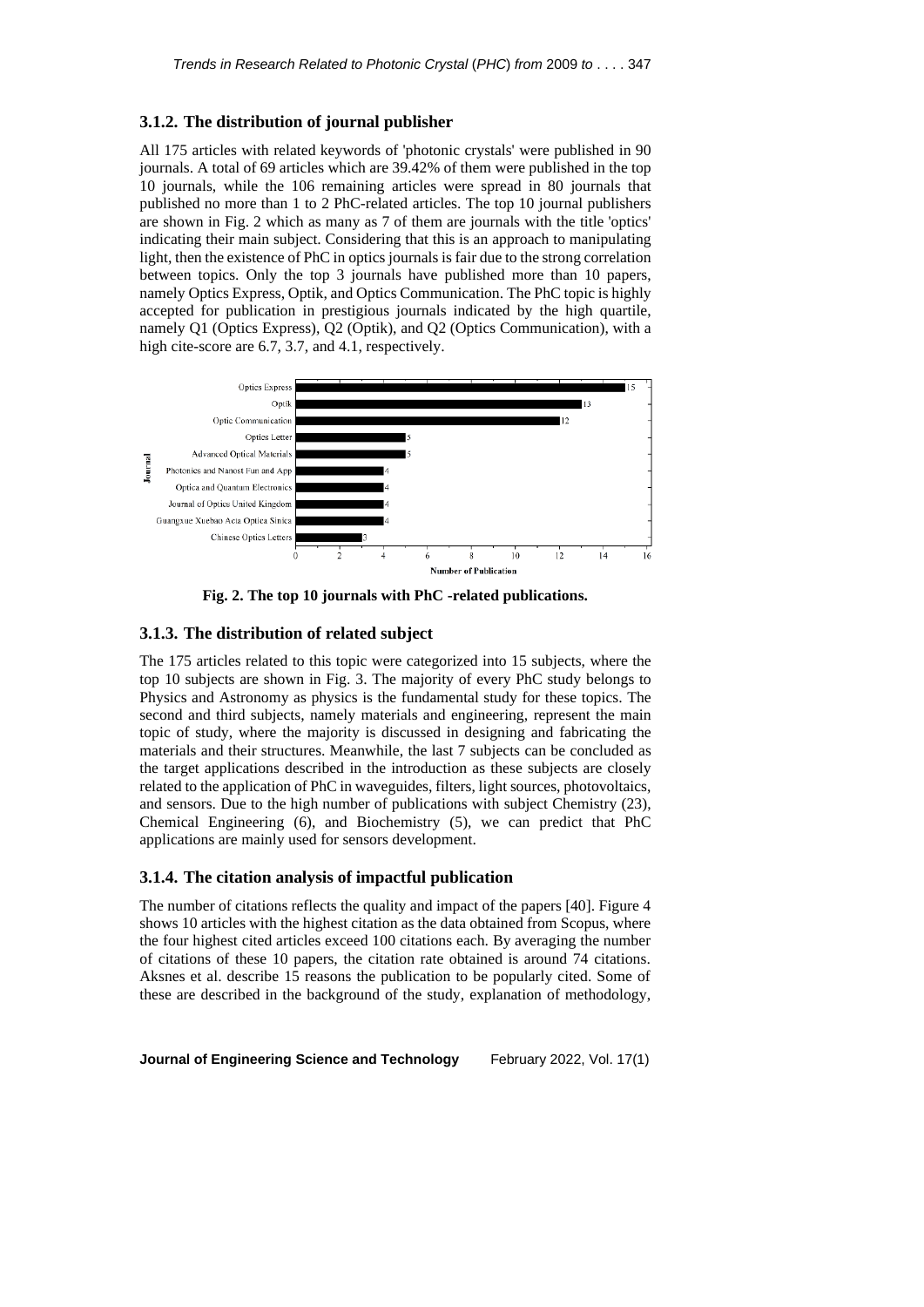### 3.1.2. The distribution of journal publisher

All 175 articles with related keywords of 'photonic crystals' were published in 90 journals. A total of 69 articles which are 39.42% of them were published in the top 10 journals, while the 106 remaining articles were spread in 80 journals that published no more than 1 to 2 PhC-related articles. The top 10 journal publishers are shown in Fig. 2 which as many as 7 of them are journals with the title 'optics' indicating their main subject. Considering that this is an approach to manipulating light, then the existence of PhC in optics journals is fair due to the strong correlation between topics. Only the top 3 journals have published more than 10 papers, namely Optics Express, Optik, and Optics Communication. The PhC topic is highly accepted for publication in prestigious journals indicated by the high quartile, namely Q1 (Optics Express), Q2 (Optik), and Q2 (Optics Communication), with a high cite-score are 6.7, 3.7, and 4.1, respectively.

| Journal | Number of Publication |
|---|---|
| Optics Express | 15 |
| Optik | 13 |
| Optic Communication | 12 |
| Optics Letter | 5 |
| Advanced Optical Materials | 5 |
| Photonics and Nanost Fun and App | 4 |
| Optica and Quantum Electronics | 4 |
| Journal of Optics United Kingdom | 4 |
| Guangxue Xuebao Acta Optica Sinica | 4 |
| Chinese Optics Letters | 3 |

**Fig. 2. The top 10 journals with PhC -related publications.**

### 3.1.3. The distribution of related subject

The 175 articles related to this topic were categorized into 15 subjects, where the top 10 subjects are shown in Fig. 3. The majority of every PhC study belongs to Physics and Astronomy as physics is the fundamental study for these topics. The second and third subjects, namely materials and engineering, represent the main topic of study, where the majority is discussed in designing and fabricating the materials and their structures. Meanwhile, the last 7 subjects can be concluded as the target applications described in the introduction as these subjects are closely related to the application of PhC in waveguides, filters, light sources, photovoltaics, and sensors. Due to the high number of publications with subject Chemistry (23), Chemical Engineering (6), and Biochemistry (5), we can predict that PhC applications are mainly used for sensors development.

### 3.1.4. The citation analysis of impactful publication

The number of citations reflects the quality and impact of the papers [40]. Figure 4 shows 10 articles with the highest citation as the data obtained from Scopus, where the four highest cited articles exceed 100 citations each. By averaging the number of citations of these 10 papers, the citation rate obtained is around 74 citations. Aksnes et al. describe 15 reasons the publication to be popularly cited. Some of these are described in the background of the study, explanation of methodology,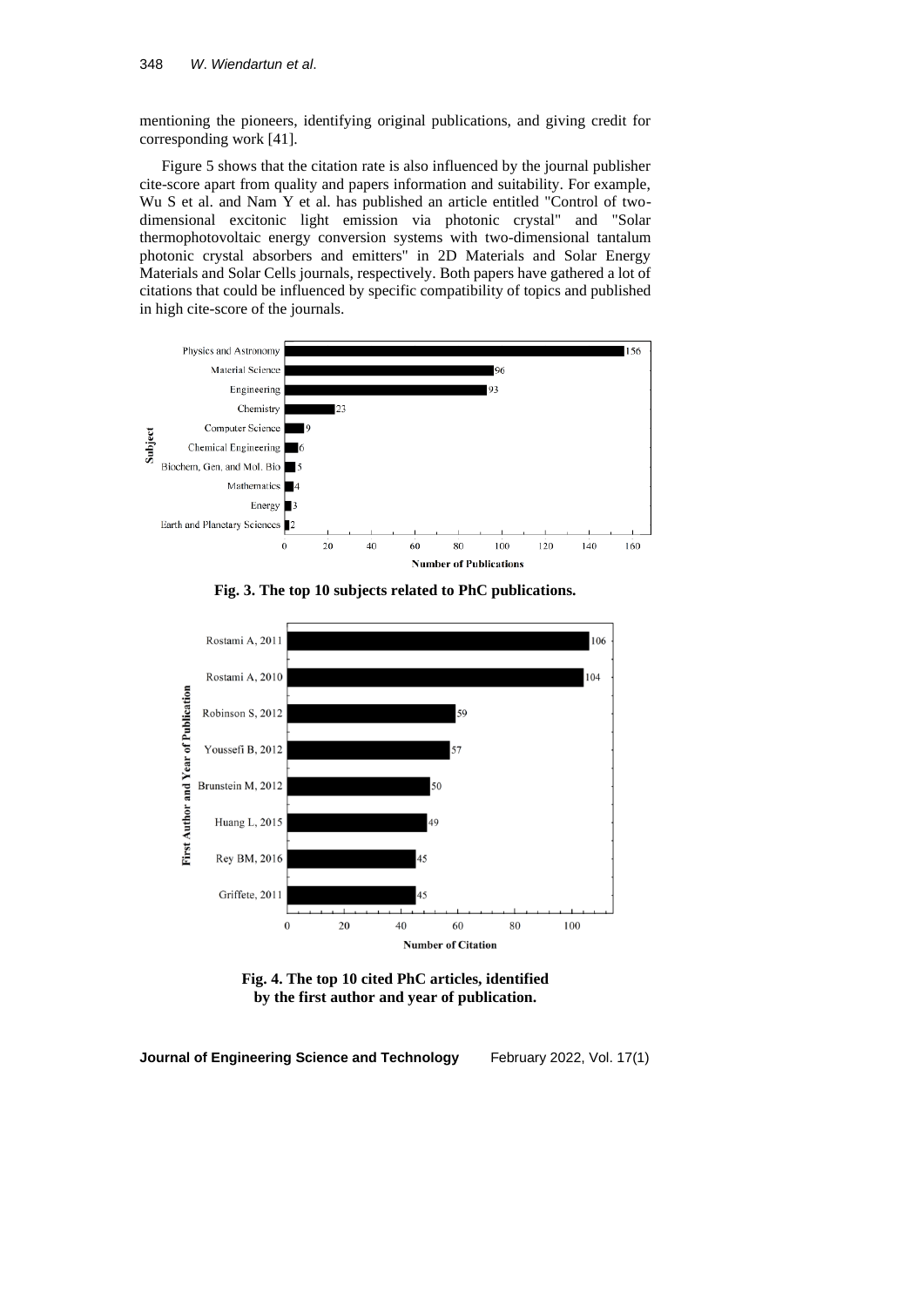mentioning the pioneers, identifying original publications, and giving credit for corresponding work [41].

Figure 5 shows that the citation rate is also influenced by the journal publisher cite-score apart from quality and papers information and suitability. For example, Wu S et al. and Nam Y et al. has published an article entitled "Control of two-dimensional excitonic light emission via photonic crystal" and "Solar thermophotovoltaic energy conversion systems with two-dimensional tantalum photonic crystal absorbers and emitters" in 2D Materials and Solar Energy Materials and Solar Cells journals, respectively. Both papers have gathered a lot of citations that could be influenced by specific compatibility of topics and published in high cite-score of the journals.

**Fig. 3. The top 10 subjects related to PhC publications.**

**Fig. 4. The top 10 cited PhC articles, identified by the first author and year of publication.**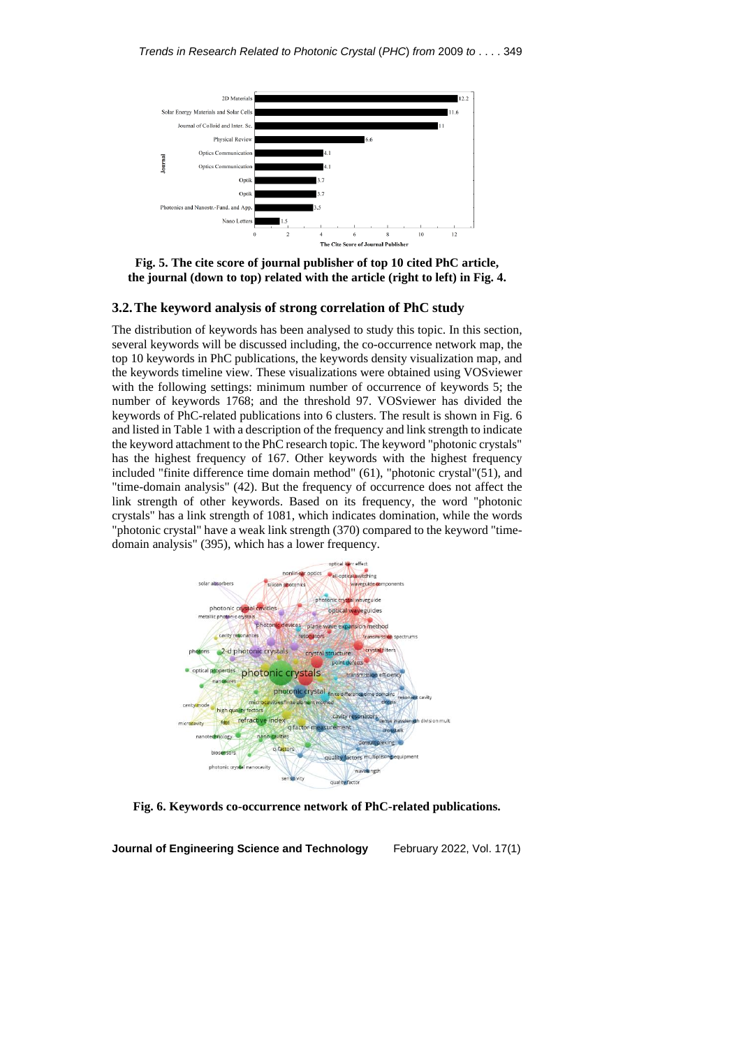Fig. 5. The cite score of journal publisher of top 10 cited PhC article, the journal (down to top) related with the article (right to left) in Fig. 4.

### 3.2. The keyword analysis of strong correlation of PhC study

The distribution of keywords has been analysed to study this topic. In this section, several keywords will be discussed including, the co-occurrence network map, the top 10 keywords in PhC publications, the keywords density visualization map, and the keywords timeline view. These visualizations were obtained using VOSviewer with the following settings: minimum number of occurrence of keywords 5; the number of keywords 1768; and the threshold 97. VOSviewer has divided the keywords of PhC-related publications into 6 clusters. The result is shown in Fig. 6 and listed in Table 1 with a description of the frequency and link strength to indicate the keyword attachment to the PhC research topic. The keyword "photonic crystals" has the highest frequency of 167. Other keywords with the highest frequency included "finite difference time domain method" (61), "photonic crystal"(51), and "time-domain analysis" (42). But the frequency of occurrence does not affect the link strength of other keywords. Based on its frequency, the word "photonic crystals" has a link strength of 1081, which indicates domination, while the words "photonic crystal" have a weak link strength (370) compared to the keyword "time-domain analysis" (395), which has a lower frequency.

Fig. 6. Keywords co-occurrence network of PhC-related publications.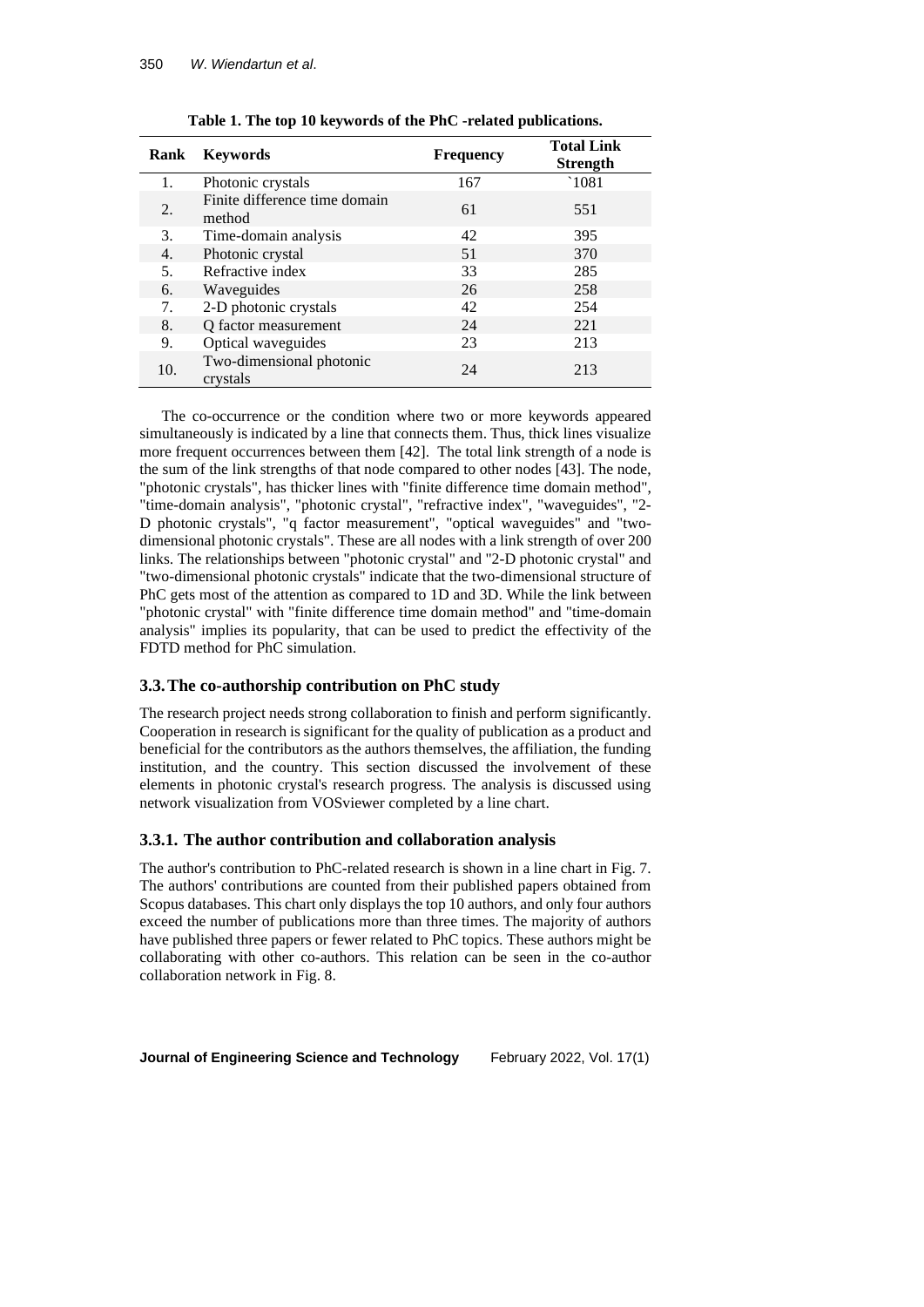**Table 1. The top 10 keywords of the PhC -related publications.**

| Rank | Keywords | Frequency | Total Link Strength |
|---|---|---|---|
| 1. | Photonic crystals | 167 | `1081 |
| 2. | Finite difference time domain method | 61 | 551 |
| 3. | Time-domain analysis | 42 | 395 |
| 4. | Photonic crystal | 51 | 370 |
| 5. | Refractive index | 33 | 285 |
| 6. | Waveguides | 26 | 258 |
| 7. | 2-D photonic crystals | 42 | 254 |
| 8. | Q factor measurement | 24 | 221 |
| 9. | Optical waveguides | 23 | 213 |
| 10. | Two-dimensional photonic crystals | 24 | 213 |

The co-occurrence or the condition where two or more keywords appeared simultaneously is indicated by a line that connects them. Thus, thick lines visualize more frequent occurrences between them [42]. The total link strength of a node is the sum of the link strengths of that node compared to other nodes [43]. The node, "photonic crystals", has thicker lines with "finite difference time domain method", "time-domain analysis", "photonic crystal", "refractive index", "waveguides", "2-D photonic crystals", "q factor measurement", "optical waveguides" and "two-dimensional photonic crystals". These are all nodes with a link strength of over 200 links. The relationships between "photonic crystal" and "2-D photonic crystal" and "two-dimensional photonic crystals" indicate that the two-dimensional structure of PhC gets most of the attention as compared to 1D and 3D. While the link between "photonic crystal" with "finite difference time domain method" and "time-domain analysis" implies its popularity, that can be used to predict the effectivity of the FDTD method for PhC simulation.

### 3.3. The co-authorship contribution on PhC study

The research project needs strong collaboration to finish and perform significantly. Cooperation in research is significant for the quality of publication as a product and beneficial for the contributors as the authors themselves, the affiliation, the funding institution, and the country. This section discussed the involvement of these elements in photonic crystal's research progress. The analysis is discussed using network visualization from VOSviewer completed by a line chart.

#### 3.3.1. The author contribution and collaboration analysis

The author's contribution to PhC-related research is shown in a line chart in Fig. 7. The authors' contributions are counted from their published papers obtained from Scopus databases. This chart only displays the top 10 authors, and only four authors exceed the number of publications more than three times. The majority of authors have published three papers or fewer related to PhC topics. These authors might be collaborating with other co-authors. This relation can be seen in the co-author collaboration network in Fig. 8.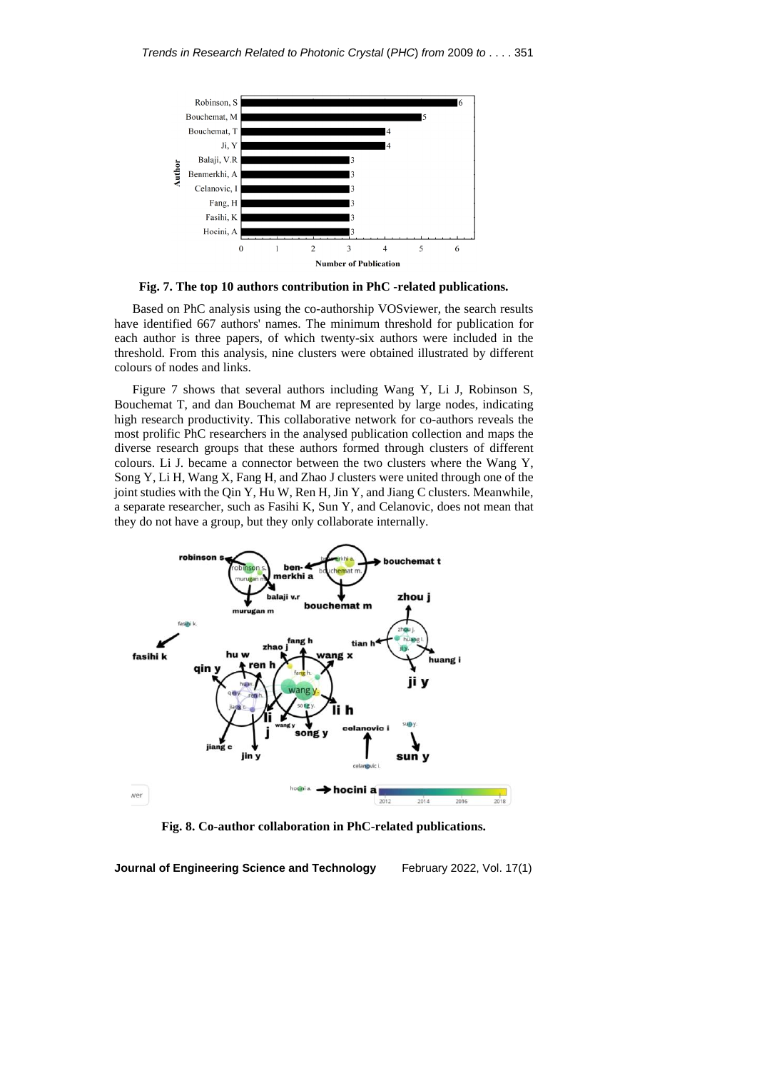Fig. 7. The top 10 authors contribution in PhC -related publications.

Based on PhC analysis using the co-authorship VOSviewer, the search results have identified 667 authors' names. The minimum threshold for publication for each author is three papers, of which twenty-six authors were included in the threshold. From this analysis, nine clusters were obtained illustrated by different colours of nodes and links.

Figure 7 shows that several authors including Wang Y, Li J, Robinson S, Bouchemat T, and dan Bouchemat M are represented by large nodes, indicating high research productivity. This collaborative network for co-authors reveals the most prolific PhC researchers in the analysed publication collection and maps the diverse research groups that these authors formed through clusters of different colours. Li J. became a connector between the two clusters where the Wang Y, Song Y, Li H, Wang X, Fang H, and Zhao J clusters were united through one of the joint studies with the Qin Y, Hu W, Ren H, Jin Y, and Jiang C clusters. Meanwhile, a separate researcher, such as Fasihi K, Sun Y, and Celanovic, does not mean that they do not have a group, but they only collaborate internally.

Fig. 8. Co-author collaboration in PhC-related publications.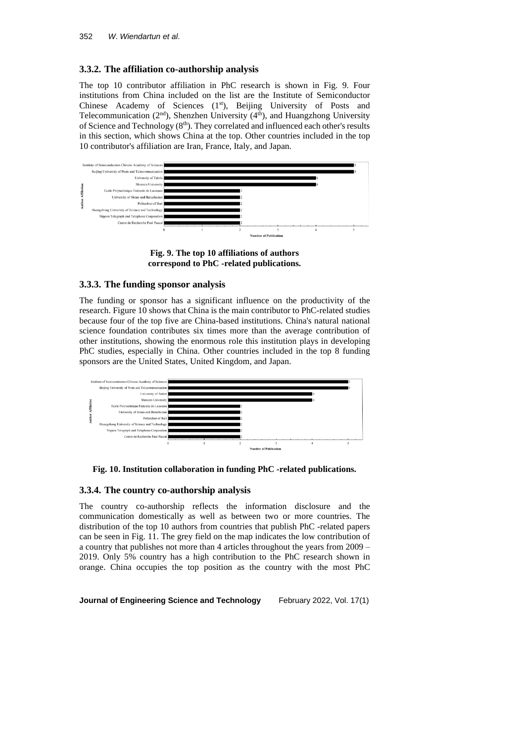### 3.3.2. The affiliation co-authorship analysis

The top 10 contributor affiliation in PhC research is shown in Fig. 9. Four institutions from China included on the list are the Institute of Semiconductor Chinese Academy of Sciences (1st), Beijing University of Posts and Telecommunication (2nd), Shenzhen University (4th), and Huangzhong University of Science and Technology (8th). They correlated and influenced each other's results in this section, which shows China at the top. Other countries included in the top 10 contributor's affiliation are Iran, France, Italy, and Japan.

**Fig. 9. The top 10 affiliations of authors correspond to PhC -related publications.**

### 3.3.3. The funding sponsor analysis

The funding or sponsor has a significant influence on the productivity of the research. Figure 10 shows that China is the main contributor to PhC-related studies because four of the top five are China-based institutions. China's natural national science foundation contributes six times more than the average contribution of other institutions, showing the enormous role this institution plays in developing PhC studies, especially in China. Other countries included in the top 8 funding sponsors are the United States, United Kingdom, and Japan.

**Fig. 10. Institution collaboration in funding PhC -related publications.**

### 3.3.4. The country co-authorship analysis

The country co-authorship reflects the information disclosure and the communication domestically as well as between two or more countries. The distribution of the top 10 authors from countries that publish PhC -related papers can be seen in Fig. 11. The grey field on the map indicates the low contribution of a country that publishes not more than 4 articles throughout the years from 2009 – 2019. Only 5% country has a high contribution to the PhC research shown in orange. China occupies the top position as the country with the most PhC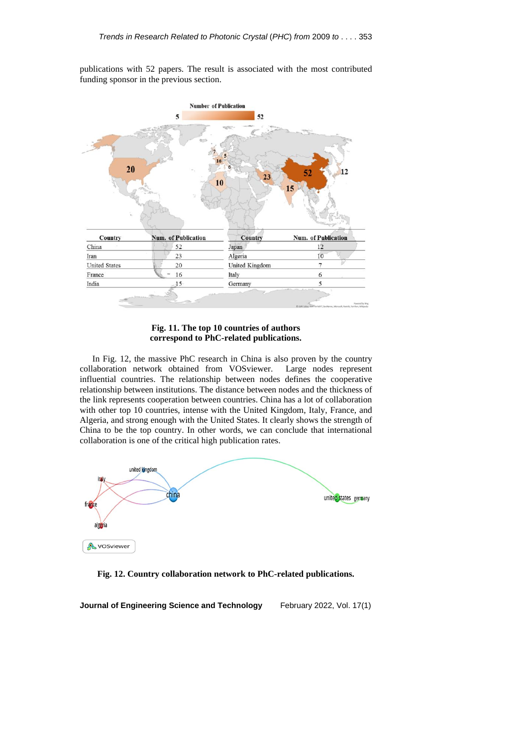publications with 52 papers. The result is associated with the most contributed funding sponsor in the previous section.

| Country | Num. of Publication | Country | Num. of Publication |
|---|---|---|---|
| China | 52 | Japan | 12 |
| Iran | 23 | Algeria | 10 |
| United States | 20 | United Kingdom | 7 |
| France | 16 | Italy | 6 |
| India | 15 | Germany | 5 |

**Fig. 11. The top 10 countries of authors correspond to PhC-related publications.**

In Fig. 12, the massive PhC research in China is also proven by the country collaboration network obtained from VOSviewer. Large nodes represent influential countries. The relationship between nodes defines the cooperative relationship between institutions. The distance between nodes and the thickness of the link represents cooperation between countries. China has a lot of collaboration with other top 10 countries, intense with the United Kingdom, Italy, France, and Algeria, and strong enough with the United States. It clearly shows the strength of China to be the top country. In other words, we can conclude that international collaboration is one of the critical high publication rates.

**Fig. 12. Country collaboration network to PhC-related publications.**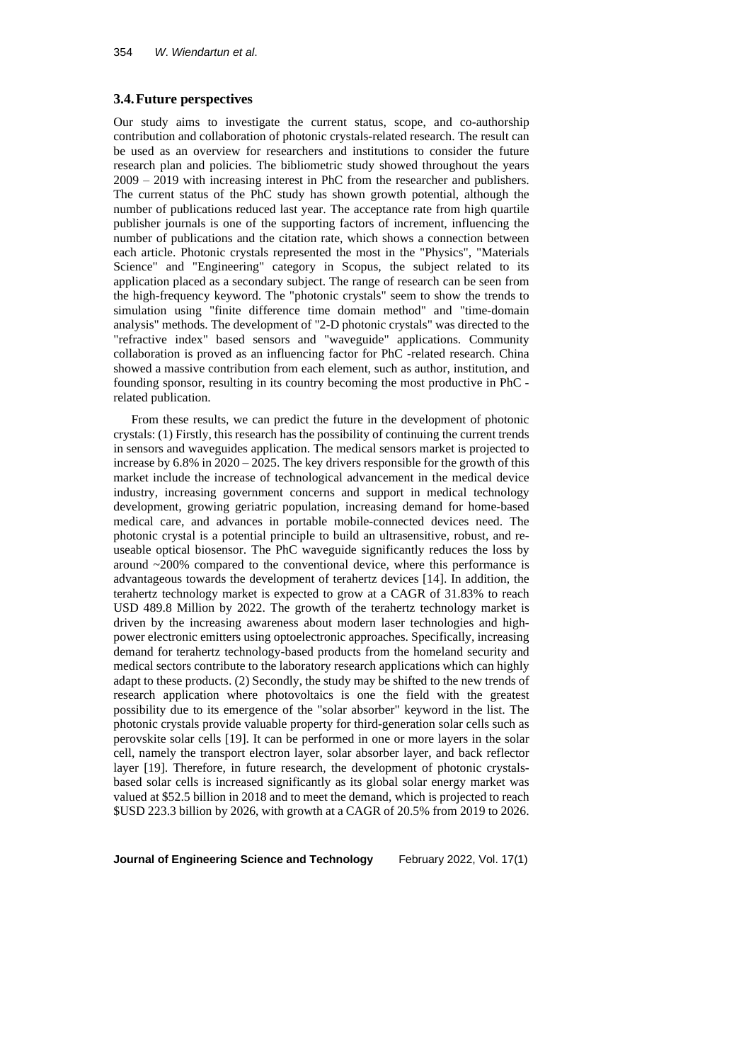### 3.4. Future perspectives

Our study aims to investigate the current status, scope, and co-authorship contribution and collaboration of photonic crystals-related research. The result can be used as an overview for researchers and institutions to consider the future research plan and policies. The bibliometric study showed throughout the years 2009 – 2019 with increasing interest in PhC from the researcher and publishers. The current status of the PhC study has shown growth potential, although the number of publications reduced last year. The acceptance rate from high quartile publisher journals is one of the supporting factors of increment, influencing the number of publications and the citation rate, which shows a connection between each article. Photonic crystals represented the most in the "Physics", "Materials Science" and "Engineering" category in Scopus, the subject related to its application placed as a secondary subject. The range of research can be seen from the high-frequency keyword. The "photonic crystals" seem to show the trends to simulation using "finite difference time domain method" and "time-domain analysis" methods. The development of "2-D photonic crystals" was directed to the "refractive index" based sensors and "waveguide" applications. Community collaboration is proved as an influencing factor for PhC -related research. China showed a massive contribution from each element, such as author, institution, and founding sponsor, resulting in its country becoming the most productive in PhC - related publication.

From these results, we can predict the future in the development of photonic crystals: (1) Firstly, this research has the possibility of continuing the current trends in sensors and waveguides application. The medical sensors market is projected to increase by 6.8% in 2020 – 2025. The key drivers responsible for the growth of this market include the increase of technological advancement in the medical device industry, increasing government concerns and support in medical technology development, growing geriatric population, increasing demand for home-based medical care, and advances in portable mobile-connected devices need. The photonic crystal is a potential principle to build an ultrasensitive, robust, and re-useable optical biosensor. The PhC waveguide significantly reduces the loss by around ~200% compared to the conventional device, where this performance is advantageous towards the development of terahertz devices [14]. In addition, the terahertz technology market is expected to grow at a CAGR of 31.83% to reach USD 489.8 Million by 2022. The growth of the terahertz technology market is driven by the increasing awareness about modern laser technologies and high-power electronic emitters using optoelectronic approaches. Specifically, increasing demand for terahertz technology-based products from the homeland security and medical sectors contribute to the laboratory research applications which can highly adapt to these products. (2) Secondly, the study may be shifted to the new trends of research application where photovoltaics is one the field with the greatest possibility due to its emergence of the "solar absorber" keyword in the list. The photonic crystals provide valuable property for third-generation solar cells such as perovskite solar cells [19]. It can be performed in one or more layers in the solar cell, namely the transport electron layer, solar absorber layer, and back reflector layer [19]. Therefore, in future research, the development of photonic crystals-based solar cells is increased significantly as its global solar energy market was valued at $52.5 billion in 2018 and to meet the demand, which is projected to reach $USD 223.3 billion by 2026, with growth at a CAGR of 20.5% from 2019 to 2026.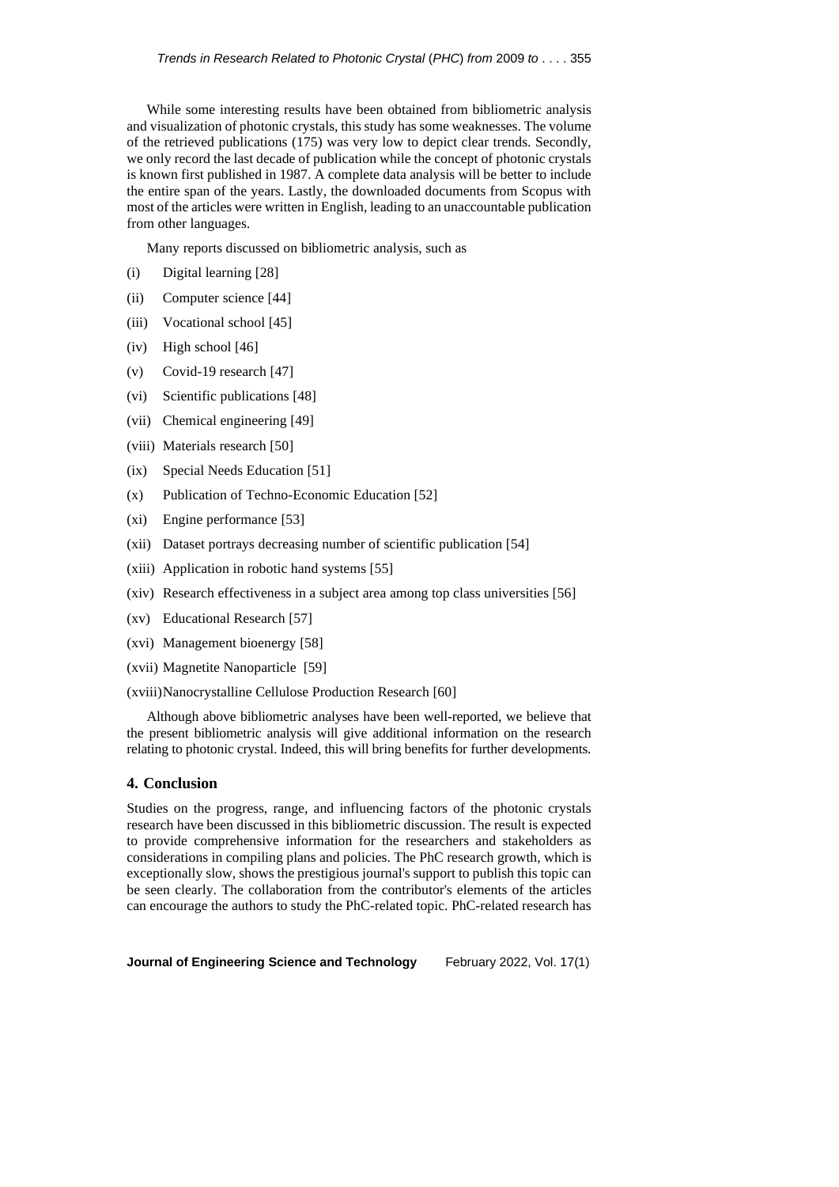While some interesting results have been obtained from bibliometric analysis and visualization of photonic crystals, this study has some weaknesses. The volume of the retrieved publications (175) was very low to depict clear trends. Secondly, we only record the last decade of publication while the concept of photonic crystals is known first published in 1987. A complete data analysis will be better to include the entire span of the years. Lastly, the downloaded documents from Scopus with most of the articles were written in English, leading to an unaccountable publication from other languages.

Many reports discussed on bibliometric analysis, such as

(i) Digital learning [28]

(ii) Computer science [44]

(iii) Vocational school [45]

(iv) High school [46]

(v) Covid-19 research [47]

(vi) Scientific publications [48]

(vii) Chemical engineering [49]

(viii) Materials research [50]

(ix) Special Needs Education [51]

(x) Publication of Techno-Economic Education [52]

(xi) Engine performance [53]

(xii) Dataset portrays decreasing number of scientific publication [54]

(xiii) Application in robotic hand systems [55]

(xiv) Research effectiveness in a subject area among top class universities [56]

(xv) Educational Research [57]

(xvi) Management bioenergy [58]

(xvii) Magnetite Nanoparticle [59]

(xviii) Nanocrystalline Cellulose Production Research [60]

Although above bibliometric analyses have been well-reported, we believe that the present bibliometric analysis will give additional information on the research relating to photonic crystal. Indeed, this will bring benefits for further developments.

## 4. Conclusion

Studies on the progress, range, and influencing factors of the photonic crystals research have been discussed in this bibliometric discussion. The result is expected to provide comprehensive information for the researchers and stakeholders as considerations in compiling plans and policies. The PhC research growth, which is exceptionally slow, shows the prestigious journal's support to publish this topic can be seen clearly. The collaboration from the contributor's elements of the articles can encourage the authors to study the PhC-related topic. PhC-related research has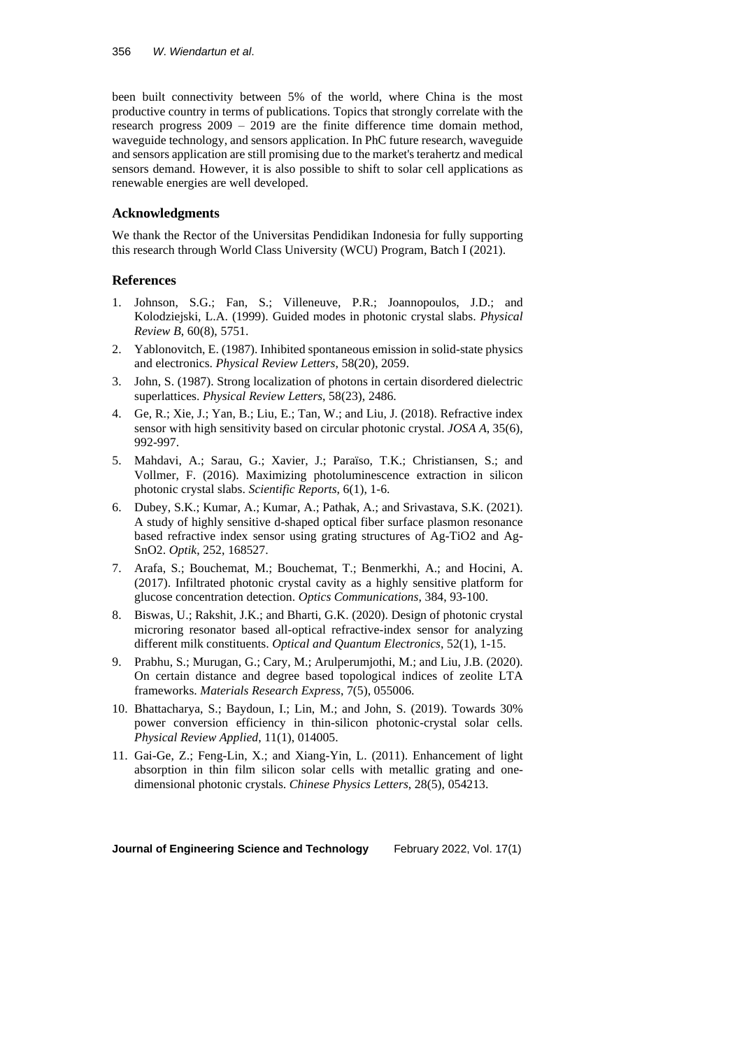been built connectivity between 5% of the world, where China is the most productive country in terms of publications. Topics that strongly correlate with the research progress 2009 – 2019 are the finite difference time domain method, waveguide technology, and sensors application. In PhC future research, waveguide and sensors application are still promising due to the market's terahertz and medical sensors demand. However, it is also possible to shift to solar cell applications as renewable energies are well developed.

## Acknowledgments

We thank the Rector of the Universitas Pendidikan Indonesia for fully supporting this research through World Class University (WCU) Program, Batch I (2021).

## References

1. Johnson, S.G.; Fan, S.; Villeneuve, P.R.; Joannopoulos, J.D.; and Kolodziejski, L.A. (1999). Guided modes in photonic crystal slabs. *Physical Review B*, 60(8), 5751.
2. Yablonovitch, E. (1987). Inhibited spontaneous emission in solid-state physics and electronics. *Physical Review Letters*, 58(20), 2059.
3. John, S. (1987). Strong localization of photons in certain disordered dielectric superlattices. *Physical Review Letters*, 58(23), 2486.
4. Ge, R.; Xie, J.; Yan, B.; Liu, E.; Tan, W.; and Liu, J. (2018). Refractive index sensor with high sensitivity based on circular photonic crystal. *JOSA A*, 35(6), 992-997.
5. Mahdavi, A.; Sarau, G.; Xavier, J.; Paraïso, T.K.; Christiansen, S.; and Vollmer, F. (2016). Maximizing photoluminescence extraction in silicon photonic crystal slabs. *Scientific Reports*, 6(1), 1-6.
6. Dubey, S.K.; Kumar, A.; Kumar, A.; Pathak, A.; and Srivastava, S.K. (2021). A study of highly sensitive d-shaped optical fiber surface plasmon resonance based refractive index sensor using grating structures of Ag-TiO2 and Ag-SnO2. *Optik*, 252, 168527.
7. Arafa, S.; Bouchemat, M.; Bouchemat, T.; Benmerkhi, A.; and Hocini, A. (2017). Infiltrated photonic crystal cavity as a highly sensitive platform for glucose concentration detection. *Optics Communications*, 384, 93-100.
8. Biswas, U.; Rakshit, J.K.; and Bharti, G.K. (2020). Design of photonic crystal microring resonator based all-optical refractive-index sensor for analyzing different milk constituents. *Optical and Quantum Electronics*, 52(1), 1-15.
9. Prabhu, S.; Murugan, G.; Cary, M.; Arulperumjothi, M.; and Liu, J.B. (2020). On certain distance and degree based topological indices of zeolite LTA frameworks. *Materials Research Express*, 7(5), 055006.
10. Bhattacharya, S.; Baydoun, I.; Lin, M.; and John, S. (2019). Towards 30% power conversion efficiency in thin-silicon photonic-crystal solar cells. *Physical Review Applied*, 11(1), 014005.
11. Gai-Ge, Z.; Feng-Lin, X.; and Xiang-Yin, L. (2011). Enhancement of light absorption in thin film silicon solar cells with metallic grating and one-dimensional photonic crystals. *Chinese Physics Letters*, 28(5), 054213.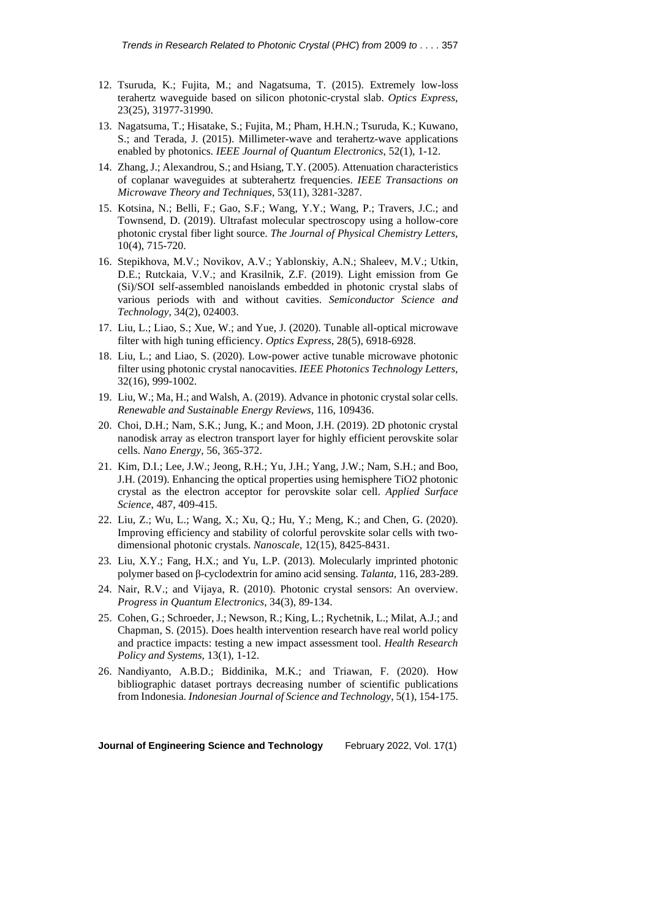12. Tsuruda, K.; Fujita, M.; and Nagatsuma, T. (2015). Extremely low-loss terahertz waveguide based on silicon photonic-crystal slab. *Optics Express*, 23(25), 31977-31990.
13. Nagatsuma, T.; Hisatake, S.; Fujita, M.; Pham, H.H.N.; Tsuruda, K.; Kuwano, S.; and Terada, J. (2015). Millimeter-wave and terahertz-wave applications enabled by photonics. *IEEE Journal of Quantum Electronics*, 52(1), 1-12.
14. Zhang, J.; Alexandrou, S.; and Hsiang, T.Y. (2005). Attenuation characteristics of coplanar waveguides at subterahertz frequencies. *IEEE Transactions on Microwave Theory and Techniques*, 53(11), 3281-3287.
15. Kotsina, N.; Belli, F.; Gao, S.F.; Wang, Y.Y.; Wang, P.; Travers, J.C.; and Townsend, D. (2019). Ultrafast molecular spectroscopy using a hollow-core photonic crystal fiber light source. *The Journal of Physical Chemistry Letters*, 10(4), 715-720.
16. Stepikhova, M.V.; Novikov, A.V.; Yablonskiy, A.N.; Shaleev, M.V.; Utkin, D.E.; Rutckaia, V.V.; and Krasilnik, Z.F. (2019). Light emission from Ge (Si)/SOI self-assembled nanoislands embedded in photonic crystal slabs of various periods with and without cavities. *Semiconductor Science and Technology*, 34(2), 024003.
17. Liu, L.; Liao, S.; Xue, W.; and Yue, J. (2020). Tunable all-optical microwave filter with high tuning efficiency. *Optics Express*, 28(5), 6918-6928.
18. Liu, L.; and Liao, S. (2020). Low-power active tunable microwave photonic filter using photonic crystal nanocavities. *IEEE Photonics Technology Letters*, 32(16), 999-1002.
19. Liu, W.; Ma, H.; and Walsh, A. (2019). Advance in photonic crystal solar cells. *Renewable and Sustainable Energy Reviews*, 116, 109436.
20. Choi, D.H.; Nam, S.K.; Jung, K.; and Moon, J.H. (2019). 2D photonic crystal nanodisk array as electron transport layer for highly efficient perovskite solar cells. *Nano Energy*, 56, 365-372.
21. Kim, D.I.; Lee, J.W.; Jeong, R.H.; Yu, J.H.; Yang, J.W.; Nam, S.H.; and Boo, J.H. (2019). Enhancing the optical properties using hemisphere $TiO_2$ photonic crystal as the electron acceptor for perovskite solar cell. *Applied Surface Science*, 487, 409-415.
22. Liu, Z.; Wu, L.; Wang, X.; Xu, Q.; Hu, Y.; Meng, K.; and Chen, G. (2020). Improving efficiency and stability of colorful perovskite solar cells with two-dimensional photonic crystals. *Nanoscale*, 12(15), 8425-8431.
23. Liu, X.Y.; Fang, H.X.; and Yu, L.P. (2013). Molecularly imprinted photonic polymer based on β-cyclodextrin for amino acid sensing. *Talanta*, 116, 283-289.
24. Nair, R.V.; and Vijaya, R. (2010). Photonic crystal sensors: An overview. *Progress in Quantum Electronics*, 34(3), 89-134.
25. Cohen, G.; Schroeder, J.; Newson, R.; King, L.; Rychetnik, L.; Milat, A.J.; and Chapman, S. (2015). Does health intervention research have real world policy and practice impacts: testing a new impact assessment tool. *Health Research Policy and Systems*, 13(1), 1-12.
26. Nandiyanto, A.B.D.; Biddinika, M.K.; and Triawan, F. (2020). How bibliographic dataset portrays decreasing number of scientific publications from Indonesia. *Indonesian Journal of Science and Technology*, 5(1), 154-175.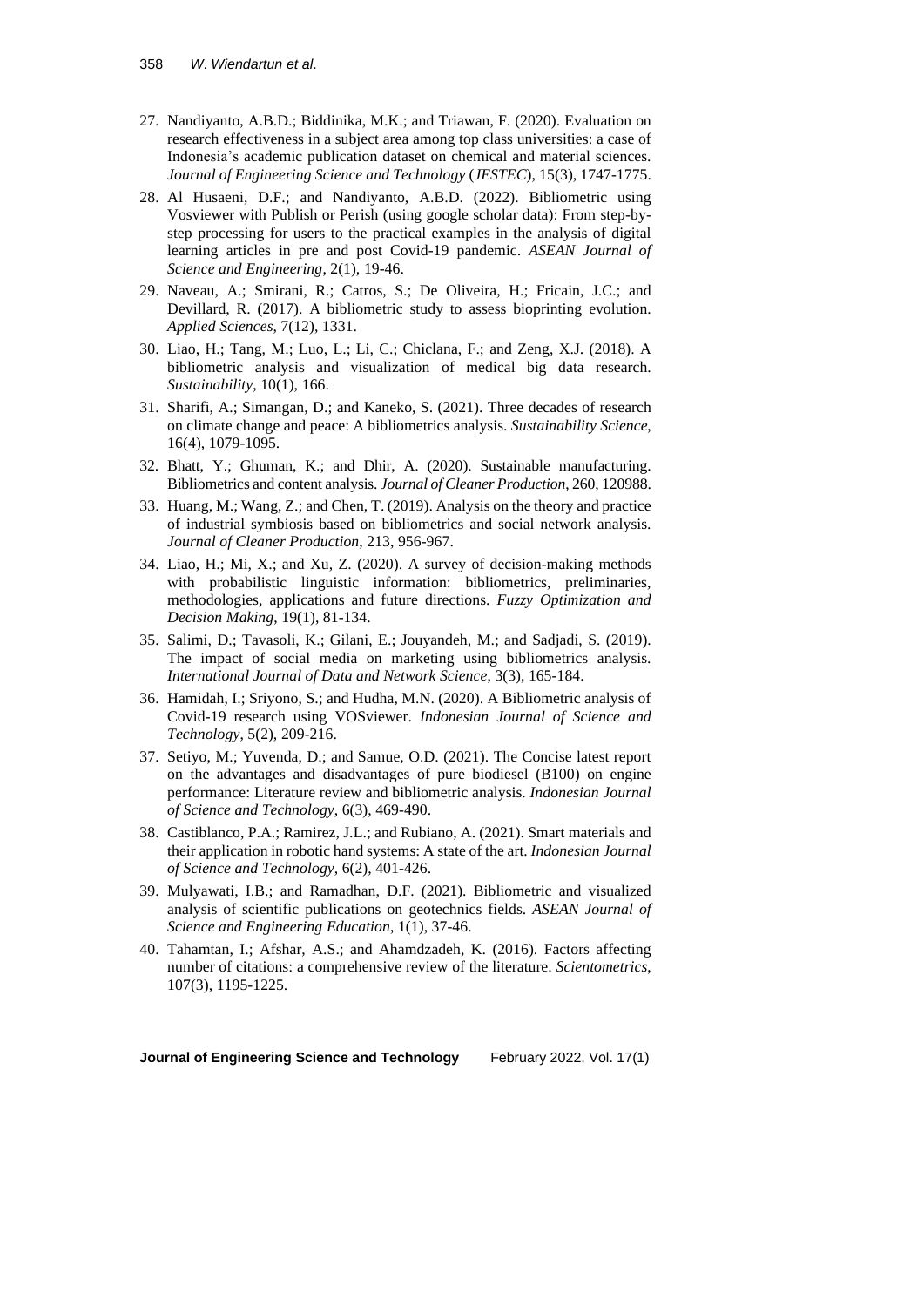27. Nandiyanto, A.B.D.; Biddinika, M.K.; and Triawan, F. (2020). Evaluation on research effectiveness in a subject area among top class universities: a case of Indonesia's academic publication dataset on chemical and material sciences. *Journal of Engineering Science and Technology* (*JESTEC*), 15(3), 1747-1775.
28. Al Husaeni, D.F.; and Nandiyanto, A.B.D. (2022). Bibliometric using Vosviewer with Publish or Perish (using google scholar data): From step-by-step processing for users to the practical examples in the analysis of digital learning articles in pre and post Covid-19 pandemic. *ASEAN Journal of Science and Engineering*, 2(1), 19-46.
29. Naveau, A.; Smirani, R.; Catros, S.; De Oliveira, H.; Fricain, J.C.; and Devillard, R. (2017). A bibliometric study to assess bioprinting evolution. *Applied Sciences*, 7(12), 1331.
30. Liao, H.; Tang, M.; Luo, L.; Li, C.; Chiclana, F.; and Zeng, X.J. (2018). A bibliometric analysis and visualization of medical big data research. *Sustainability*, 10(1), 166.
31. Sharifi, A.; Simangan, D.; and Kaneko, S. (2021). Three decades of research on climate change and peace: A bibliometrics analysis. *Sustainability Science*, 16(4), 1079-1095.
32. Bhatt, Y.; Ghuman, K.; and Dhir, A. (2020). Sustainable manufacturing. Bibliometrics and content analysis. *Journal of Cleaner Production*, 260, 120988.
33. Huang, M.; Wang, Z.; and Chen, T. (2019). Analysis on the theory and practice of industrial symbiosis based on bibliometrics and social network analysis. *Journal of Cleaner Production*, 213, 956-967.
34. Liao, H.; Mi, X.; and Xu, Z. (2020). A survey of decision-making methods with probabilistic linguistic information: bibliometrics, preliminaries, methodologies, applications and future directions. *Fuzzy Optimization and Decision Making*, 19(1), 81-134.
35. Salimi, D.; Tavasoli, K.; Gilani, E.; Jouyandeh, M.; and Sadjadi, S. (2019). The impact of social media on marketing using bibliometrics analysis. *International Journal of Data and Network Science*, 3(3), 165-184.
36. Hamidah, I.; Sriyono, S.; and Hudha, M.N. (2020). A Bibliometric analysis of Covid-19 research using VOSviewer. *Indonesian Journal of Science and Technology*, 5(2), 209-216.
37. Setiyo, M.; Yuvenda, D.; and Samue, O.D. (2021). The Concise latest report on the advantages and disadvantages of pure biodiesel (B100) on engine performance: Literature review and bibliometric analysis. *Indonesian Journal of Science and Technology*, 6(3), 469-490.
38. Castiblanco, P.A.; Ramirez, J.L.; and Rubiano, A. (2021). Smart materials and their application in robotic hand systems: A state of the art. *Indonesian Journal of Science and Technology*, 6(2), 401-426.
39. Mulyawati, I.B.; and Ramadhan, D.F. (2021). Bibliometric and visualized analysis of scientific publications on geotechnics fields. *ASEAN Journal of Science and Engineering Education*, 1(1), 37-46.
40. Tahamtan, I.; Afshar, A.S.; and Ahamdzadeh, K. (2016). Factors affecting number of citations: a comprehensive review of the literature. *Scientometrics*, 107(3), 1195-1225.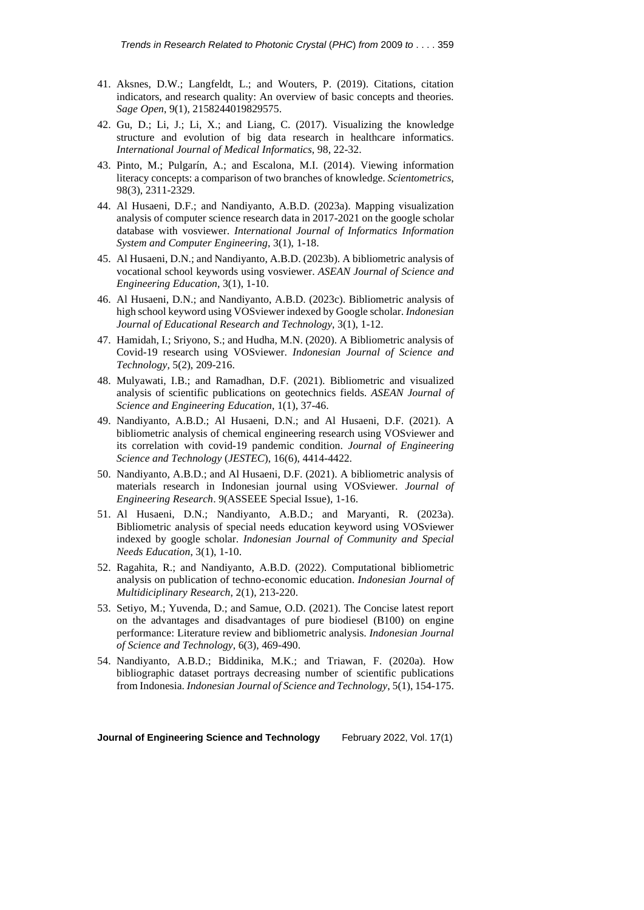41. Aksnes, D.W.; Langfeldt, L.; and Wouters, P. (2019). Citations, citation indicators, and research quality: An overview of basic concepts and theories. *Sage Open*, 9(1), 2158244019829575.
42. Gu, D.; Li, J.; Li, X.; and Liang, C. (2017). Visualizing the knowledge structure and evolution of big data research in healthcare informatics. *International Journal of Medical Informatics*, 98, 22-32.
43. Pinto, M.; Pulgarín, A.; and Escalona, M.I. (2014). Viewing information literacy concepts: a comparison of two branches of knowledge. *Scientometrics*, 98(3), 2311-2329.
44. Al Husaeni, D.F.; and Nandiyanto, A.B.D. (2023a). Mapping visualization analysis of computer science research data in 2017-2021 on the google scholar database with vosviewer. *International Journal of Informatics Information System and Computer Engineering*, 3(1), 1-18.
45. Al Husaeni, D.N.; and Nandiyanto, A.B.D. (2023b). A bibliometric analysis of vocational school keywords using vosviewer. *ASEAN Journal of Science and Engineering Education*, 3(1), 1-10.
46. Al Husaeni, D.N.; and Nandiyanto, A.B.D. (2023c). Bibliometric analysis of high school keyword using VOSviewer indexed by Google scholar. *Indonesian Journal of Educational Research and Technology*, 3(1), 1-12.
47. Hamidah, I.; Sriyono, S.; and Hudha, M.N. (2020). A Bibliometric analysis of Covid-19 research using VOSviewer. *Indonesian Journal of Science and Technology*, 5(2), 209-216.
48. Mulyawati, I.B.; and Ramadhan, D.F. (2021). Bibliometric and visualized analysis of scientific publications on geotechnics fields. *ASEAN Journal of Science and Engineering Education*, 1(1), 37-46.
49. Nandiyanto, A.B.D.; Al Husaeni, D.N.; and Al Husaeni, D.F. (2021). A bibliometric analysis of chemical engineering research using VOSviewer and its correlation with covid-19 pandemic condition. *Journal of Engineering Science and Technology* (*JESTEC*), 16(6), 4414-4422.
50. Nandiyanto, A.B.D.; and Al Husaeni, D.F. (2021). A bibliometric analysis of materials research in Indonesian journal using VOSviewer. *Journal of Engineering Research*. 9(ASSEEE Special Issue), 1-16.
51. Al Husaeni, D.N.; Nandiyanto, A.B.D.; and Maryanti, R. (2023a). Bibliometric analysis of special needs education keyword using VOSviewer indexed by google scholar. *Indonesian Journal of Community and Special Needs Education*, 3(1), 1-10.
52. Ragahita, R.; and Nandiyanto, A.B.D. (2022). Computational bibliometric analysis on publication of techno-economic education. *Indonesian Journal of Multidiciplinary Research*, 2(1), 213-220.
53. Setiyo, M.; Yuvenda, D.; and Samue, O.D. (2021). The Concise latest report on the advantages and disadvantages of pure biodiesel (B100) on engine performance: Literature review and bibliometric analysis. *Indonesian Journal of Science and Technology*, 6(3), 469-490.
54. Nandiyanto, A.B.D.; Biddinika, M.K.; and Triawan, F. (2020a). How bibliographic dataset portrays decreasing number of scientific publications from Indonesia. *Indonesian Journal of Science and Technology*, 5(1), 154-175.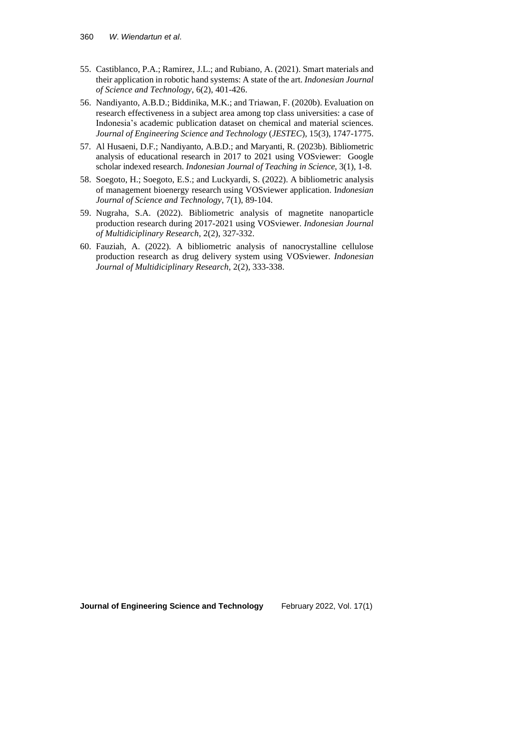55. Castiblanco, P.A.; Ramirez, J.L.; and Rubiano, A. (2021). Smart materials and their application in robotic hand systems: A state of the art. *Indonesian Journal of Science and Technology*, 6(2), 401-426.
56. Nandiyanto, A.B.D.; Biddinika, M.K.; and Triawan, F. (2020b). Evaluation on research effectiveness in a subject area among top class universities: a case of Indonesia's academic publication dataset on chemical and material sciences. *Journal of Engineering Science and Technology* (*JESTEC*), 15(3), 1747-1775.
57. Al Husaeni, D.F.; Nandiyanto, A.B.D.; and Maryanti, R. (2023b). Bibliometric analysis of educational research in 2017 to 2021 using VOSviewer: Google scholar indexed research. *Indonesian Journal of Teaching in Science*, 3(1), 1-8.
58. Soegoto, H.; Soegoto, E.S.; and Luckyardi, S. (2022). A bibliometric analysis of management bioenergy research using VOSviewer application. I*ndonesian Journal of Science and Technology*, 7(1), 89-104.
59. Nugraha, S.A. (2022). Bibliometric analysis of magnetite nanoparticle production research during 2017-2021 using VOSviewer. *Indonesian Journal of Multidiciplinary Research*, 2(2), 327-332.
60. Fauziah, A. (2022). A bibliometric analysis of nanocrystalline cellulose production research as drug delivery system using VOSviewer. *Indonesian Journal of Multidiciplinary Research*, 2(2), 333-338.